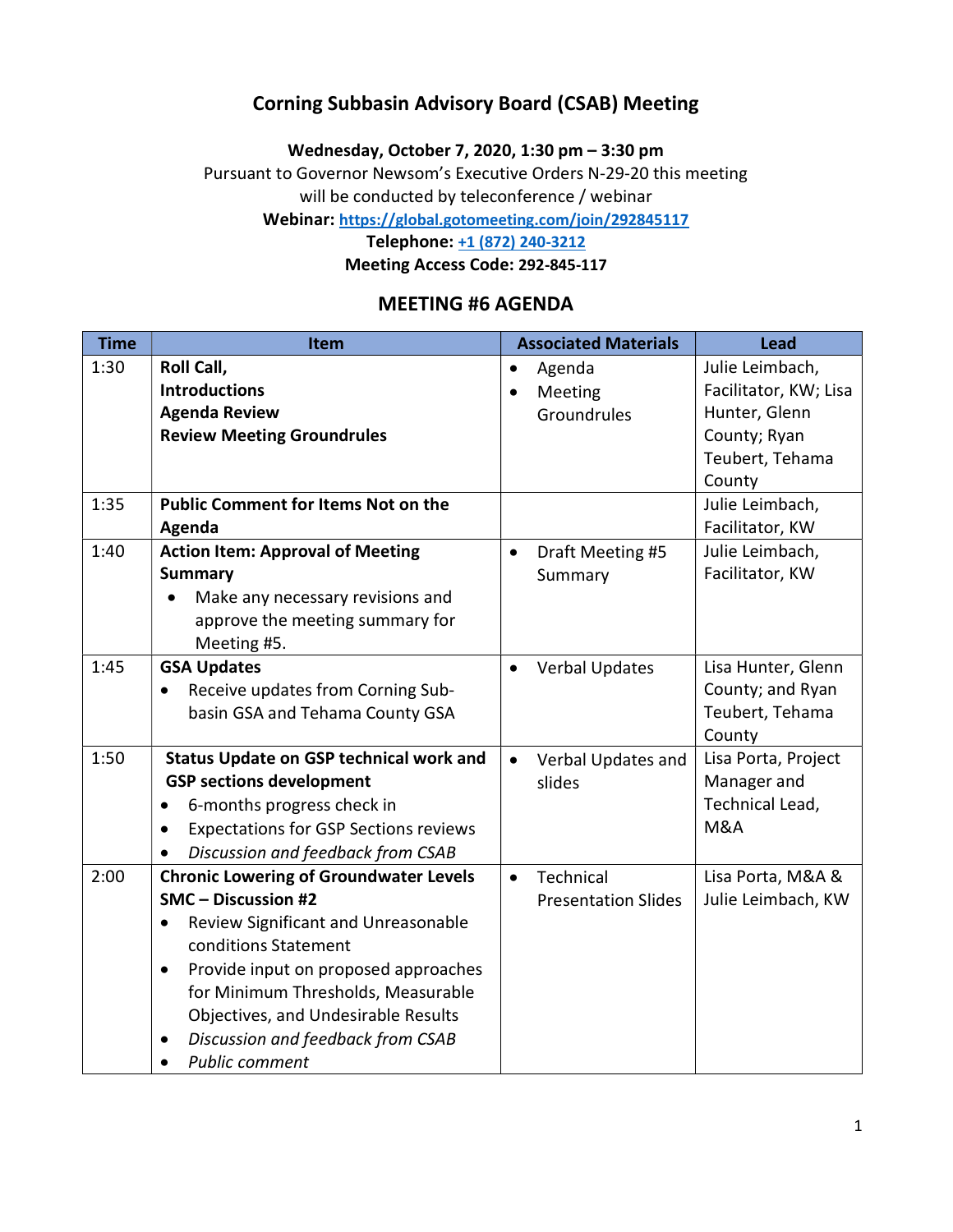# Corning Subbasin Advisory Board (CSAB) Meeting

**Wednesday, October 7, 2020, 1:30 pm – 3:30 pm**

Pursuant to Governor Newsom's Executive Orders N-29-20 this meeting will be conducted by teleconference / webinar

**Webinar:** **https://global.gotomeeting.com/join/292845117**

**Telephone:** **+1 (872) 240-3212**

**Meeting Access Code:** **292-845-117**

## MEETING #6 AGENDA

| Time | Item | Associated Materials | Lead |
|---|---|---|---|
| 1:30 | **Roll Call,**<br>**Introductions**<br>**Agenda Review**<br>**Review Meeting Groundrules** | • Agenda<br>• Meeting Groundrules | Julie Leimbach, Facilitator, KW; Lisa Hunter, Glenn County; Ryan Teubert, Tehama County |
| 1:35 | **Public Comment for Items Not on the Agenda** | | Julie Leimbach, Facilitator, KW |
| 1:40 | **Action Item: Approval of Meeting Summary**<br>• Make any necessary revisions and approve the meeting summary for Meeting #5. | • Draft Meeting #5 Summary | Julie Leimbach, Facilitator, KW |
| 1:45 | **GSA Updates**<br>• Receive updates from Corning Sub-basin GSA and Tehama County GSA | • Verbal Updates | Lisa Hunter, Glenn County; and Ryan Teubert, Tehama County |
| 1:50 | **Status Update on GSP technical work and GSP sections development**<br>• 6-months progress check in<br>• Expectations for GSP Sections reviews<br>• *Discussion and feedback from CSAB* | • Verbal Updates and slides | Lisa Porta, Project Manager and Technical Lead, M&A |
| 2:00 | **Chronic Lowering of Groundwater Levels SMC – Discussion #2**<br>• Review Significant and Unreasonable conditions Statement<br>• Provide input on proposed approaches for Minimum Thresholds, Measurable Objectives, and Undesirable Results<br>• *Discussion and feedback from CSAB*<br>• *Public comment* | • Technical Presentation Slides | Lisa Porta, M&A & Julie Leimbach, KW |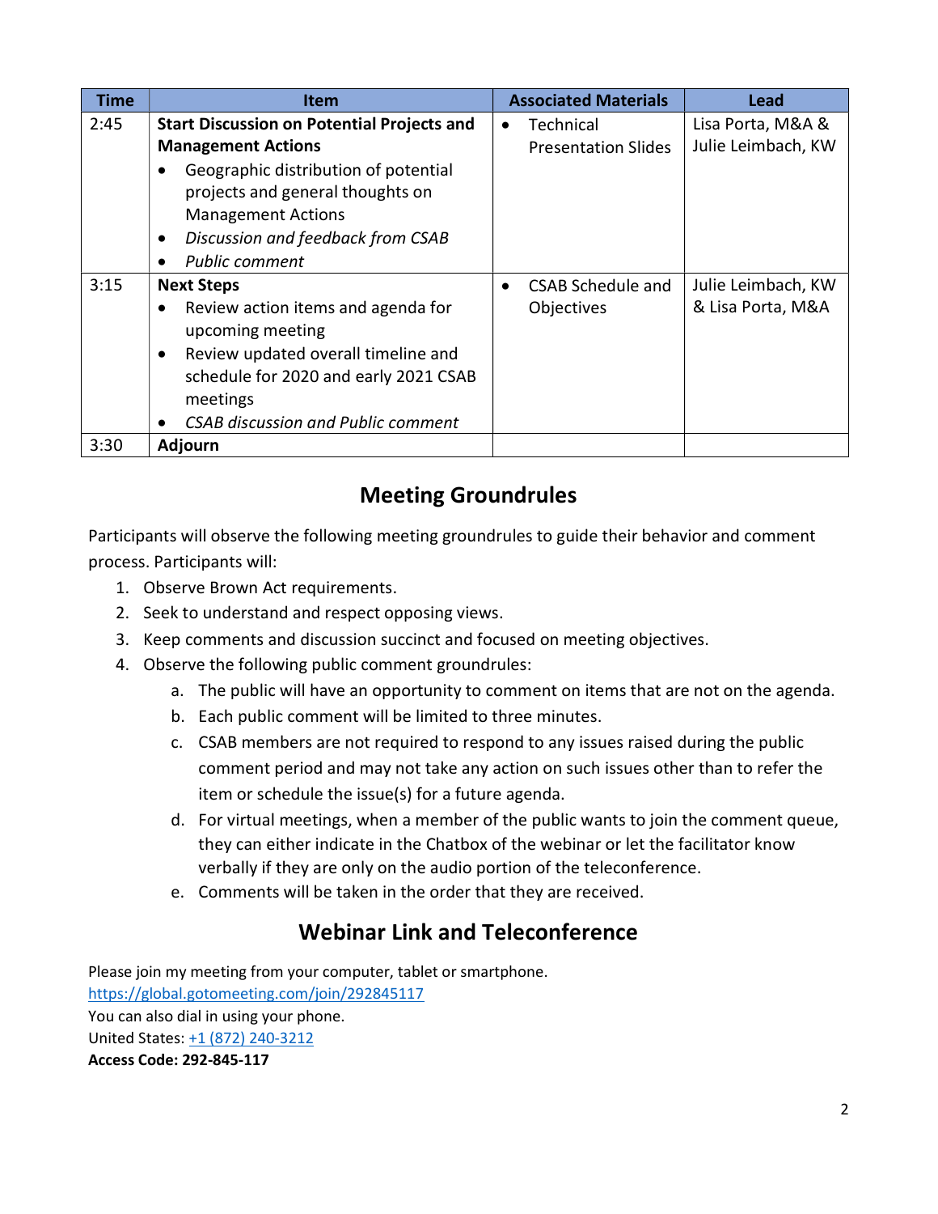| Time | Item | Associated Materials | Lead |
|---|---|---|---|
| 2:45 | **Start Discussion on Potential Projects and Management Actions**<br>• Geographic distribution of potential projects and general thoughts on Management Actions<br>• *Discussion and feedback from CSAB*<br>• *Public comment* | • Technical Presentation Slides | Lisa Porta, M&A & Julie Leimbach, KW |
| 3:15 | **Next Steps**<br>• Review action items and agenda for upcoming meeting<br>• Review updated overall timeline and schedule for 2020 and early 2021 CSAB meetings<br>• *CSAB discussion and Public comment* | • CSAB Schedule and Objectives | Julie Leimbach, KW & Lisa Porta, M&A |
| 3:30 | **Adjourn** | | |

## Meeting Groundrules

Participants will observe the following meeting groundrules to guide their behavior and comment process. Participants will:

1. Observe Brown Act requirements.
2. Seek to understand and respect opposing views.
3. Keep comments and discussion succinct and focused on meeting objectives.
4. Observe the following public comment groundrules:
    a. The public will have an opportunity to comment on items that are not on the agenda.
    b. Each public comment will be limited to three minutes.
    c. CSAB members are not required to respond to any issues raised during the public comment period and may not take any action on such issues other than to refer the item or schedule the issue(s) for a future agenda.
    d. For virtual meetings, when a member of the public wants to join the comment queue, they can either indicate in the Chatbox of the webinar or let the facilitator know verbally if they are only on the audio portion of the teleconference.
    e. Comments will be taken in the order that they are received.

## Webinar Link and Teleconference

Please join my meeting from your computer, tablet or smartphone.
https://global.gotomeeting.com/join/292845117
You can also dial in using your phone.
United States: +1 (872) 240-3212
**Access Code: 292-845-117**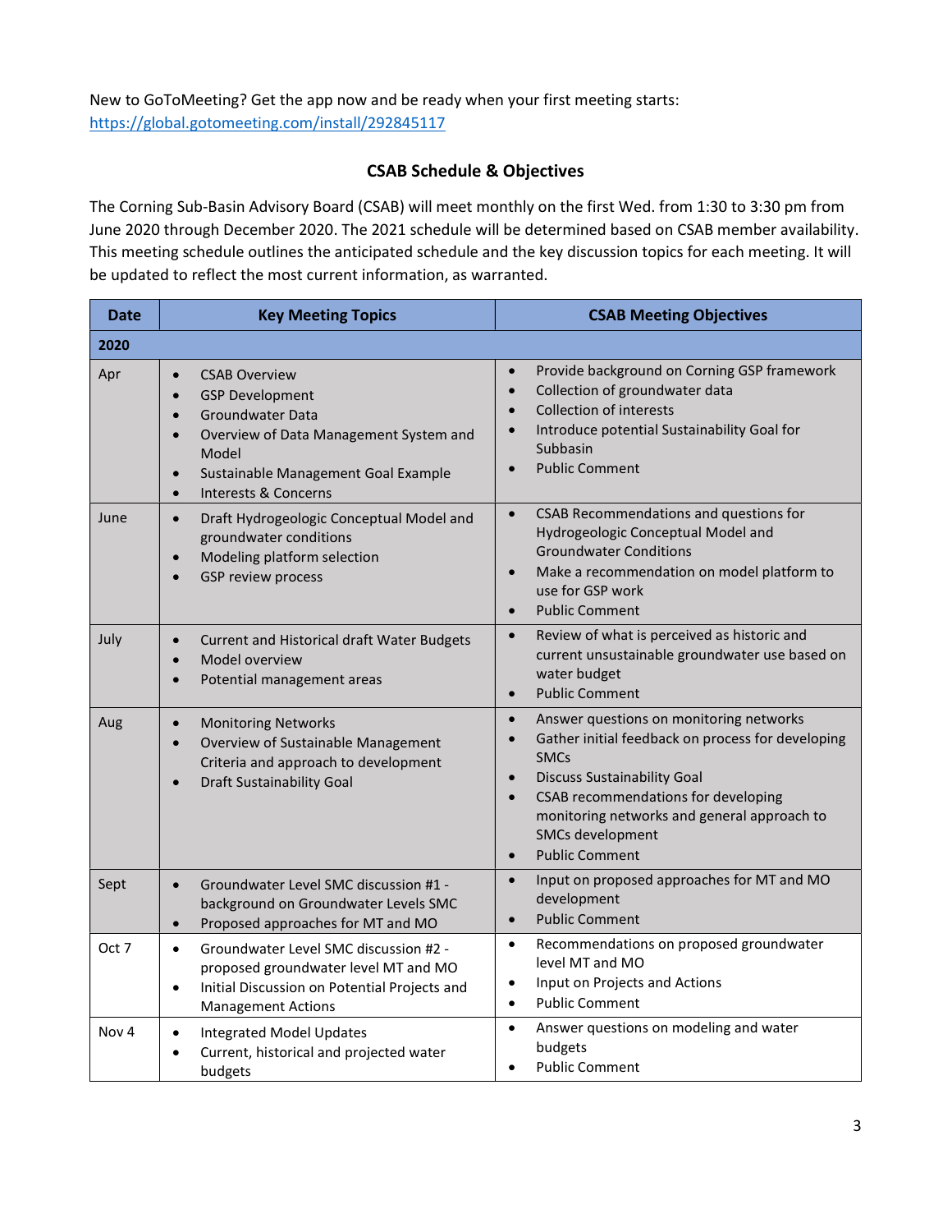New to GoToMeeting? Get the app now and be ready when your first meeting starts: https://global.gotomeeting.com/install/292845117

### CSAB Schedule & Objectives

The Corning Sub-Basin Advisory Board (CSAB) will meet monthly on the first Wed. from 1:30 to 3:30 pm from June 2020 through December 2020. The 2021 schedule will be determined based on CSAB member availability. This meeting schedule outlines the anticipated schedule and the key discussion topics for each meeting. It will be updated to reflect the most current information, as warranted.

| Date | Key Meeting Topics | CSAB Meeting Objectives |
|---|---|---|
| **2020** | | |
| Apr | • CSAB Overview<br>• GSP Development<br>• Groundwater Data<br>• Overview of Data Management System and Model<br>• Sustainable Management Goal Example<br>• Interests & Concerns | • Provide background on Corning GSP framework<br>• Collection of groundwater data<br>• Collection of interests<br>• Introduce potential Sustainability Goal for Subbasin<br>• Public Comment |
| June | • Draft Hydrogeologic Conceptual Model and groundwater conditions<br>• Modeling platform selection<br>• GSP review process | • CSAB Recommendations and questions for Hydrogeologic Conceptual Model and Groundwater Conditions<br>• Make a recommendation on model platform to use for GSP work<br>• Public Comment |
| July | • Current and Historical draft Water Budgets<br>• Model overview<br>• Potential management areas | • Review of what is perceived as historic and current unsustainable groundwater use based on water budget<br>• Public Comment |
| Aug | • Monitoring Networks<br>• Overview of Sustainable Management Criteria and approach to development<br>• Draft Sustainability Goal | • Answer questions on monitoring networks<br>• Gather initial feedback on process for developing SMCs<br>• Discuss Sustainability Goal<br>• CSAB recommendations for developing monitoring networks and general approach to SMCs development<br>• Public Comment |
| Sept | • Groundwater Level SMC discussion #1 - background on Groundwater Levels SMC<br>• Proposed approaches for MT and MO | • Input on proposed approaches for MT and MO development<br>• Public Comment |
| Oct 7 | • Groundwater Level SMC discussion #2 - proposed groundwater level MT and MO<br>• Initial Discussion on Potential Projects and Management Actions | • Recommendations on proposed groundwater level MT and MO<br>• Input on Projects and Actions<br>• Public Comment |
| Nov 4 | • Integrated Model Updates<br>• Current, historical and projected water budgets | • Answer questions on modeling and water budgets<br>• Public Comment |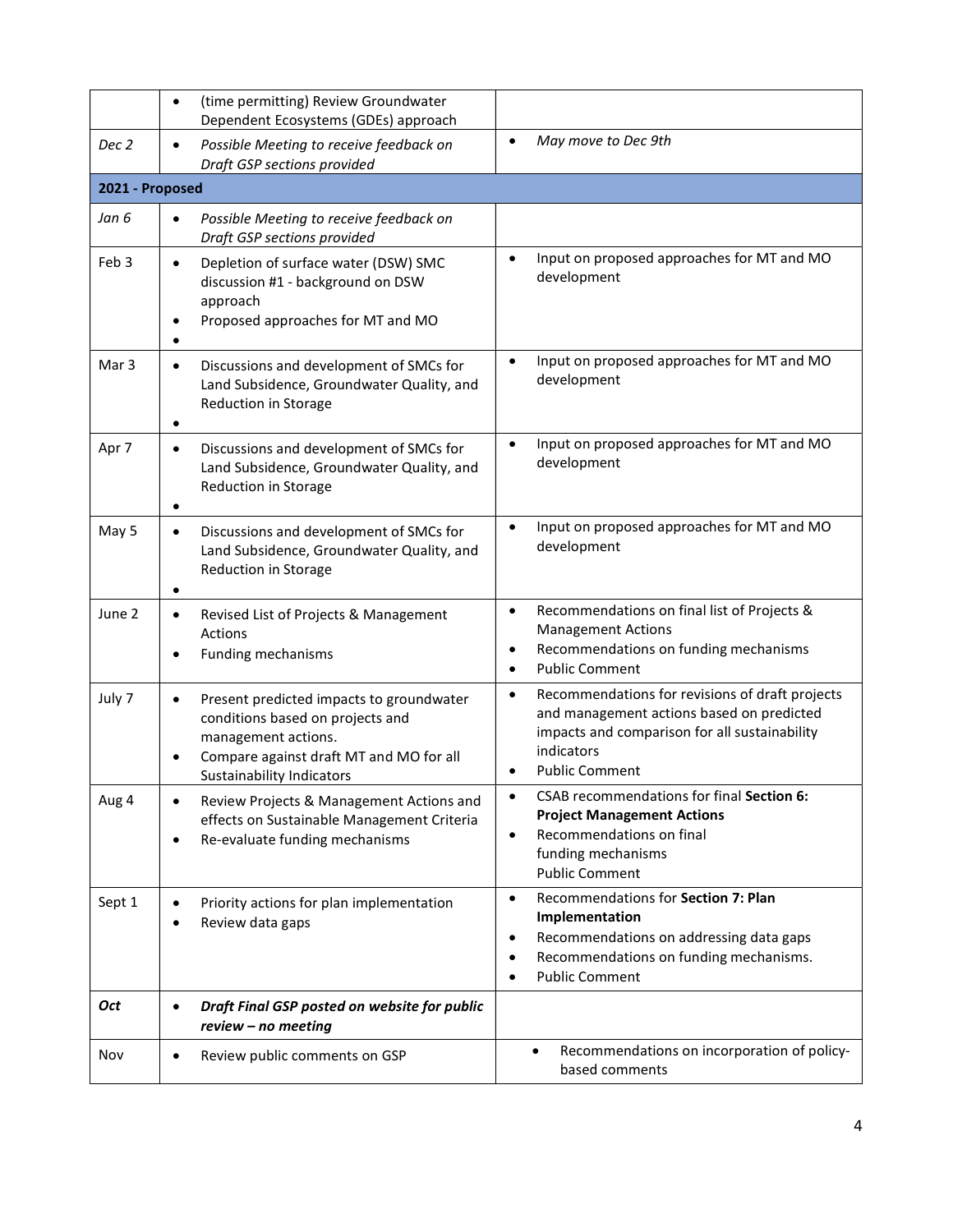| | | |
|---|---|---|
| | • (time permitting) Review Groundwater Dependent Ecosystems (GDEs) approach | |
| *Dec 2* | • *Possible Meeting to receive feedback on Draft GSP sections provided* | • *May move to Dec 9th* |
| **2021 - Proposed** | | |
| *Jan 6* | • *Possible Meeting to receive feedback on Draft GSP sections provided* | |
| Feb 3 | • Depletion of surface water (DSW) SMC discussion #1 - background on DSW approach<br>• Proposed approaches for MT and MO<br>• | • Input on proposed approaches for MT and MO development |
| Mar 3 | • Discussions and development of SMCs for Land Subsidence, Groundwater Quality, and Reduction in Storage<br>• | • Input on proposed approaches for MT and MO development |
| Apr 7 | • Discussions and development of SMCs for Land Subsidence, Groundwater Quality, and Reduction in Storage<br>• | • Input on proposed approaches for MT and MO development |
| May 5 | • Discussions and development of SMCs for Land Subsidence, Groundwater Quality, and Reduction in Storage<br>• | • Input on proposed approaches for MT and MO development |
| June 2 | • Revised List of Projects & Management Actions<br>• Funding mechanisms | • Recommendations on final list of Projects & Management Actions<br>• Recommendations on funding mechanisms<br>• Public Comment |
| July 7 | • Present predicted impacts to groundwater conditions based on projects and management actions.<br>• Compare against draft MT and MO for all Sustainability Indicators | • Recommendations for revisions of draft projects and management actions based on predicted impacts and comparison for all sustainability indicators<br>• Public Comment |
| Aug 4 | • Review Projects & Management Actions and effects on Sustainable Management Criteria<br>• Re-evaluate funding mechanisms | • CSAB recommendations for final **Section 6: Project Management Actions**<br>• Recommendations on final funding mechanisms Public Comment |
| Sept 1 | • Priority actions for plan implementation<br>• Review data gaps | • Recommendations for **Section 7: Plan Implementation**<br>• Recommendations on addressing data gaps<br>• Recommendations on funding mechanisms.<br>• Public Comment |
| ***Oct*** | • ***Draft Final GSP posted on website for public review – no meeting*** | |
| Nov | • Review public comments on GSP | • Recommendations on incorporation of policy-based comments |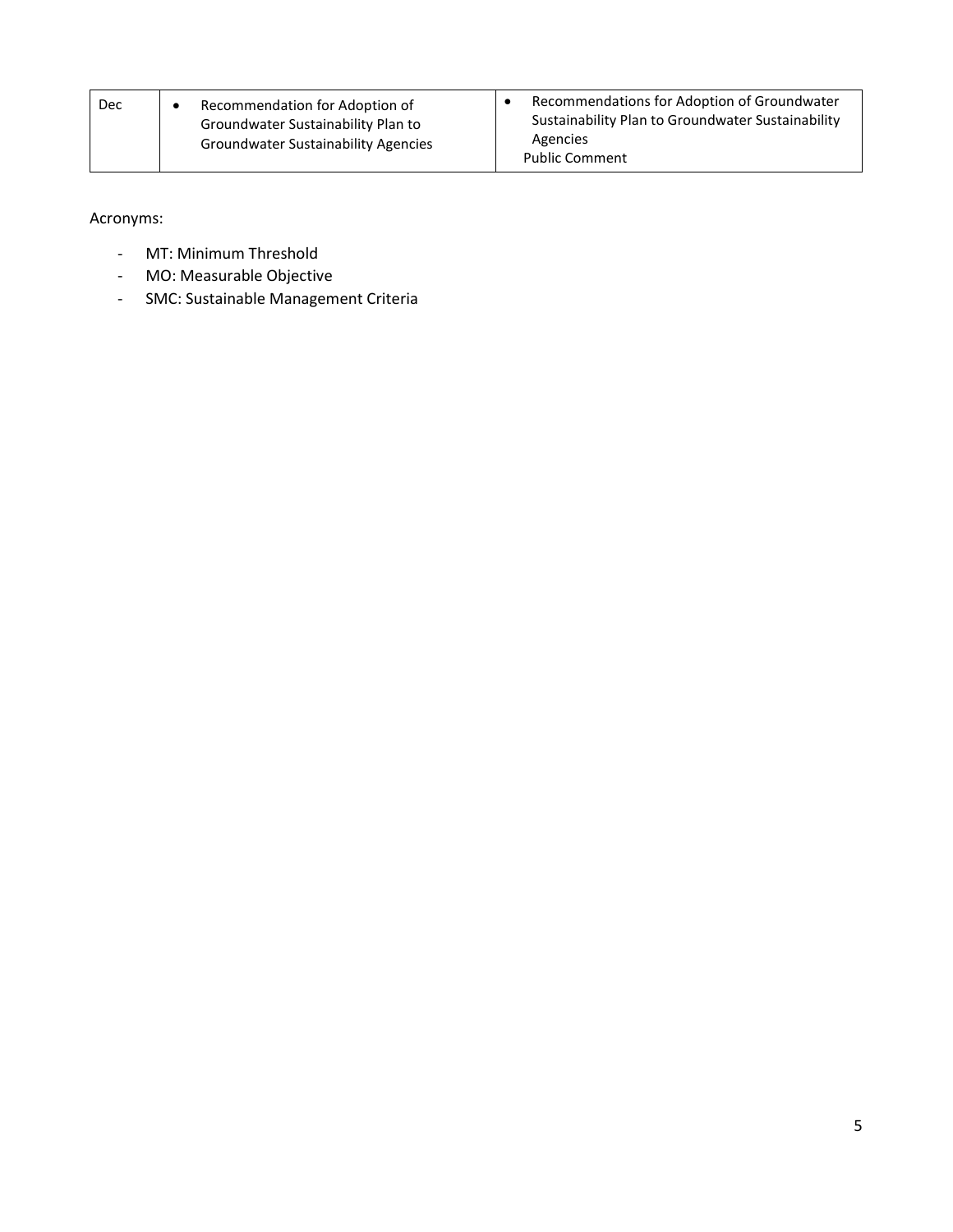| | | |
|---|---|---|
| Dec | • Recommendation for Adoption of Groundwater Sustainability Plan to Groundwater Sustainability Agencies | • Recommendations for Adoption of Groundwater Sustainability Plan to Groundwater Sustainability Agencies<br>Public Comment |

Acronyms:

- MT: Minimum Threshold
- MO: Measurable Objective
- SMC: Sustainable Management Criteria